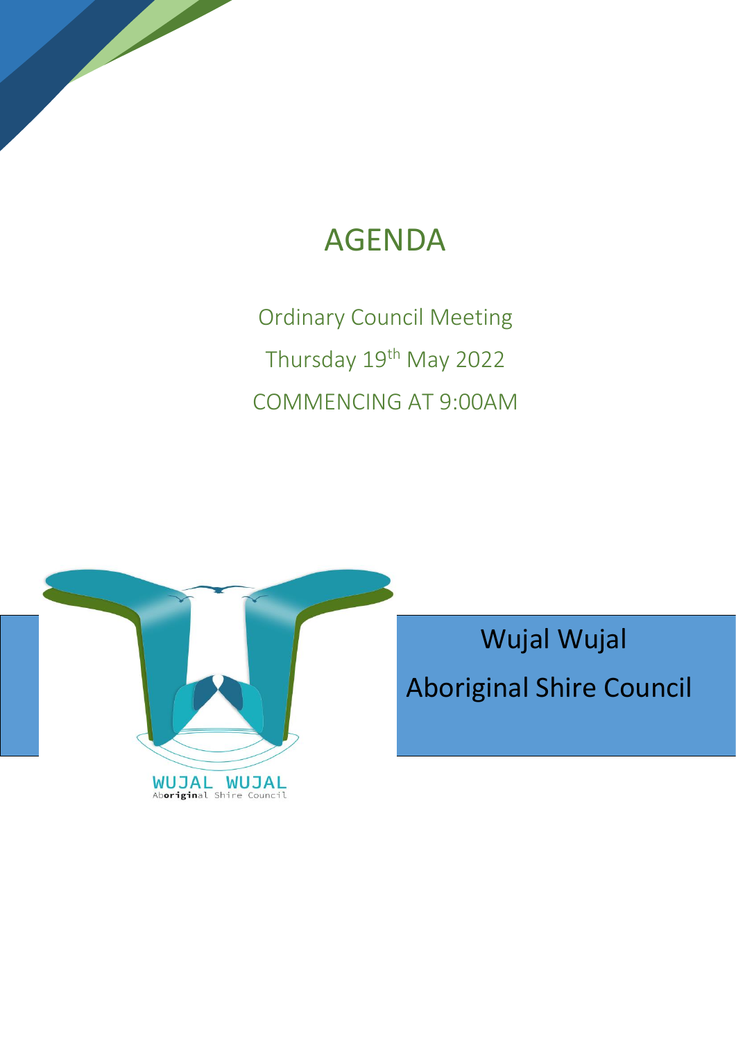# AGENDA

Ordinary Council Meeting

Thursday 19th May 2022

COMMENCING AT 9:00AM

Wujal Wujal

Aboriginal Shire Council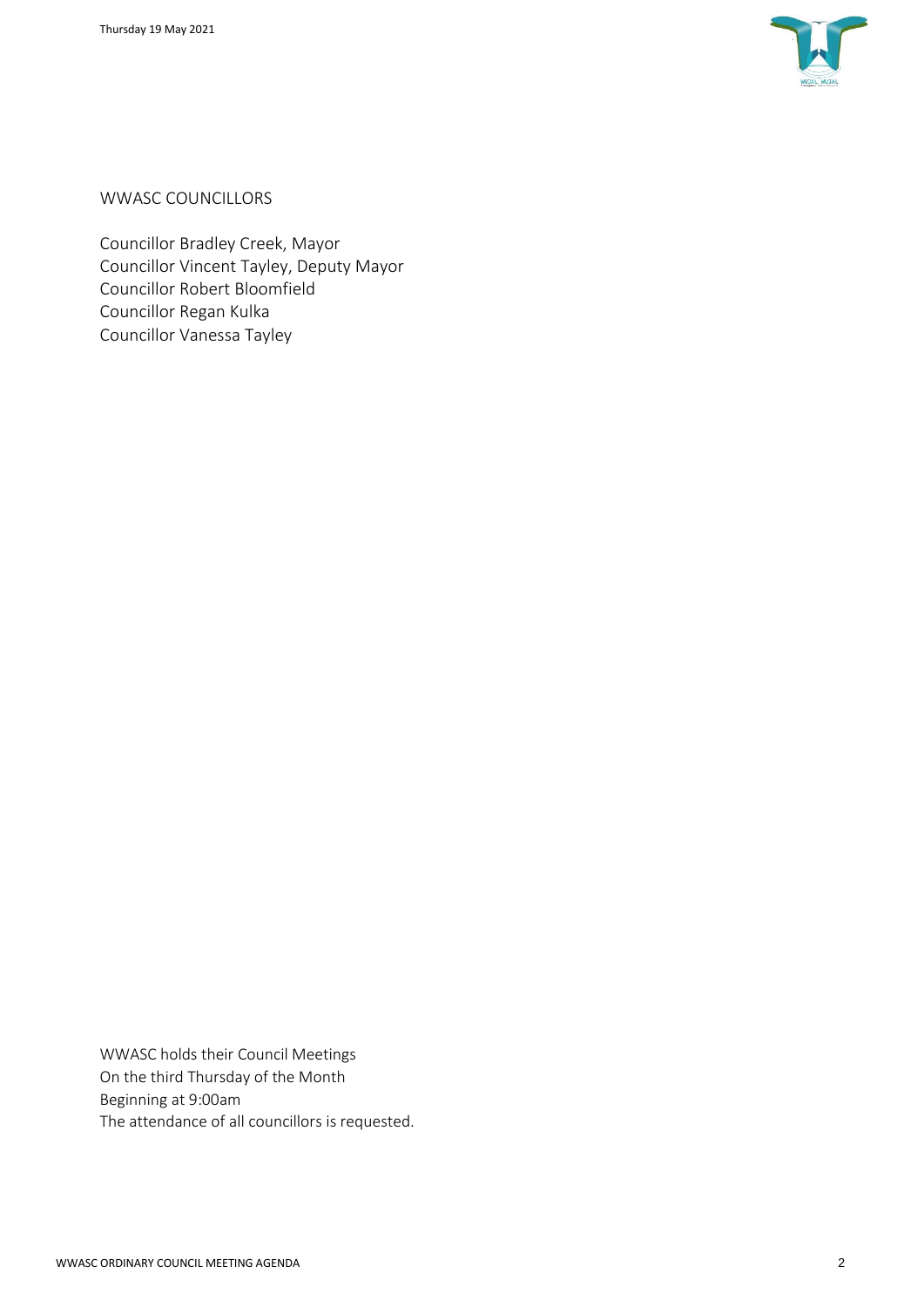## WWASC COUNCILLORS

Councillor Bradley Creek, Mayor
Councillor Vincent Tayley, Deputy Mayor
Councillor Robert Bloomfield
Councillor Regan Kulka
Councillor Vanessa Tayley

WWASC holds their Council Meetings
On the third Thursday of the Month
Beginning at 9:00am
The attendance of all councillors is requested.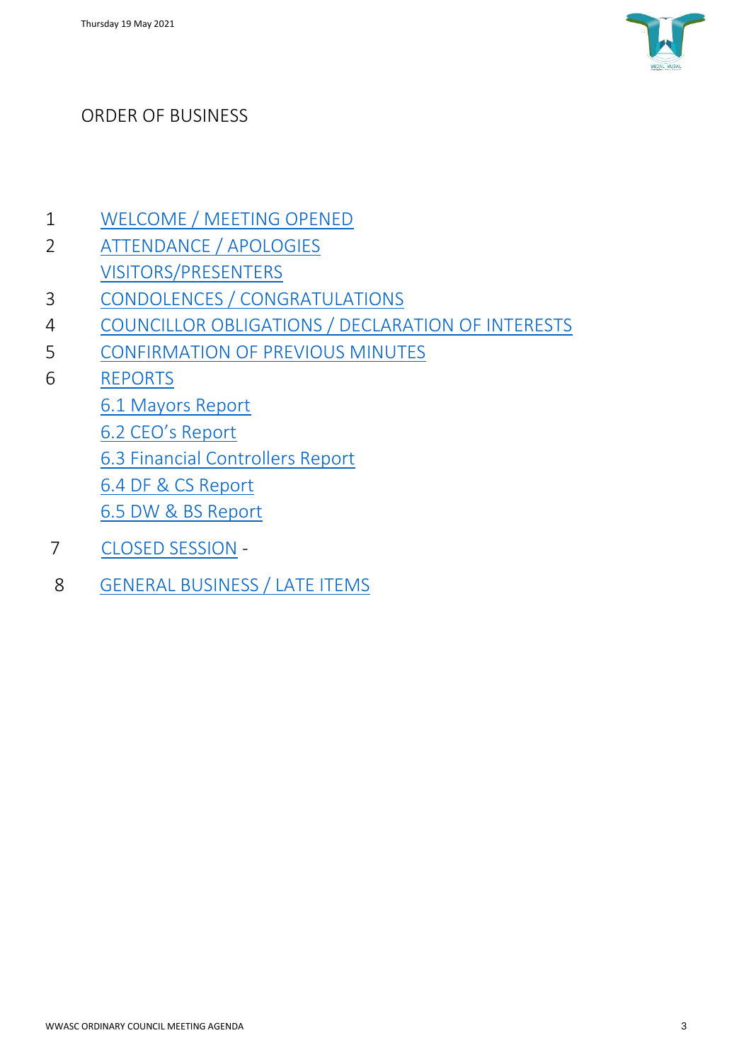# ORDER OF BUSINESS

1 WELCOME / MEETING OPENED

2 ATTENDANCE / APOLOGIES

VISITORS/PRESENTERS

3 CONDOLENCES / CONGRATULATIONS

4 COUNCILLOR OBLIGATIONS / DECLARATION OF INTERESTS

5 CONFIRMATION OF PREVIOUS MINUTES

6 REPORTS

6.1 Mayors Report

6.2 CEO's Report

6.3 Financial Controllers Report

6.4 DF & CS Report

6.5 DW & BS Report

7 CLOSED SESSION -

8 GENERAL BUSINESS / LATE ITEMS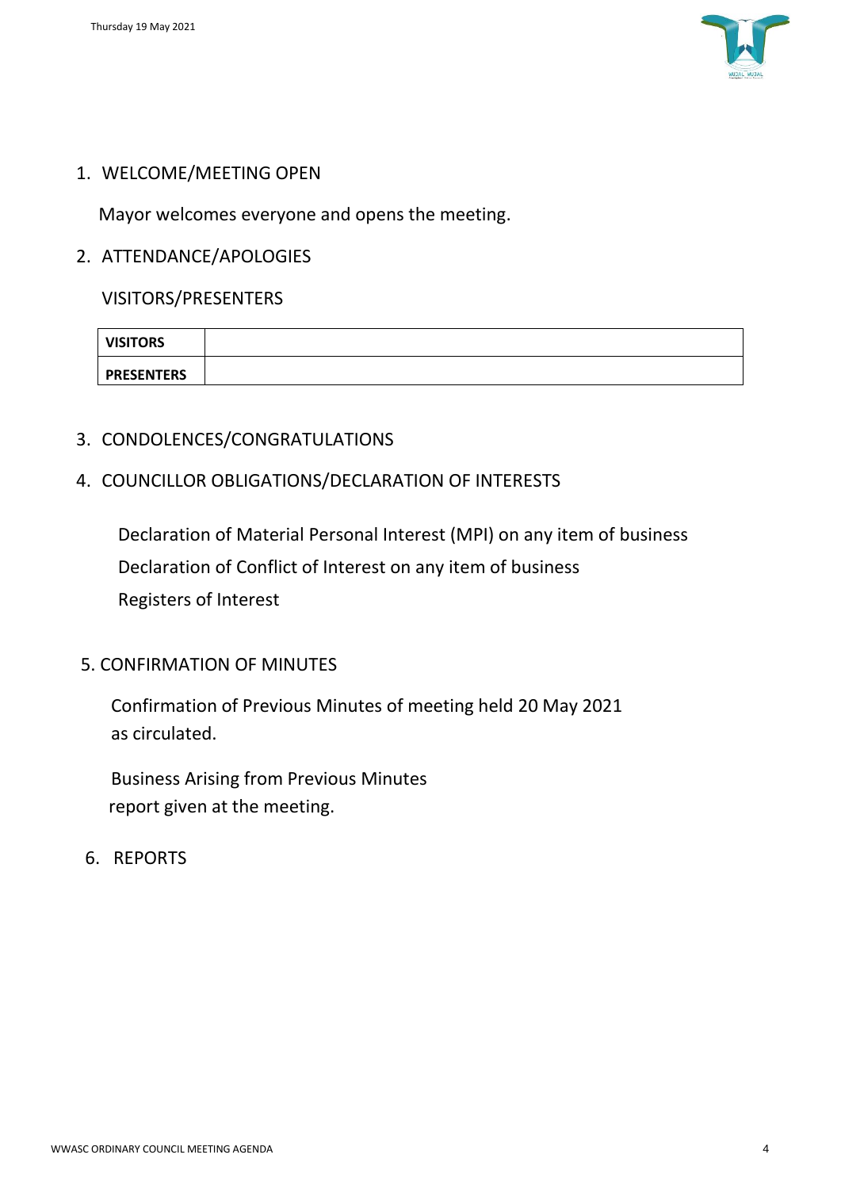1. WELCOME/MEETING OPEN

   Mayor welcomes everyone and opens the meeting.

2. ATTENDANCE/APOLOGIES

   VISITORS/PRESENTERS

| **VISITORS** | |
|---|---|
| **PRESENTERS** | |

3. CONDOLENCES/CONGRATULATIONS

4. COUNCILLOR OBLIGATIONS/DECLARATION OF INTERESTS

   Declaration of Material Personal Interest (MPI) on any item of business

   Declaration of Conflict of Interest on any item of business

   Registers of Interest

5. CONFIRMATION OF MINUTES

   Confirmation of Previous Minutes of meeting held 20 May 2021 as circulated.

   Business Arising from Previous Minutes report given at the meeting.

6. REPORTS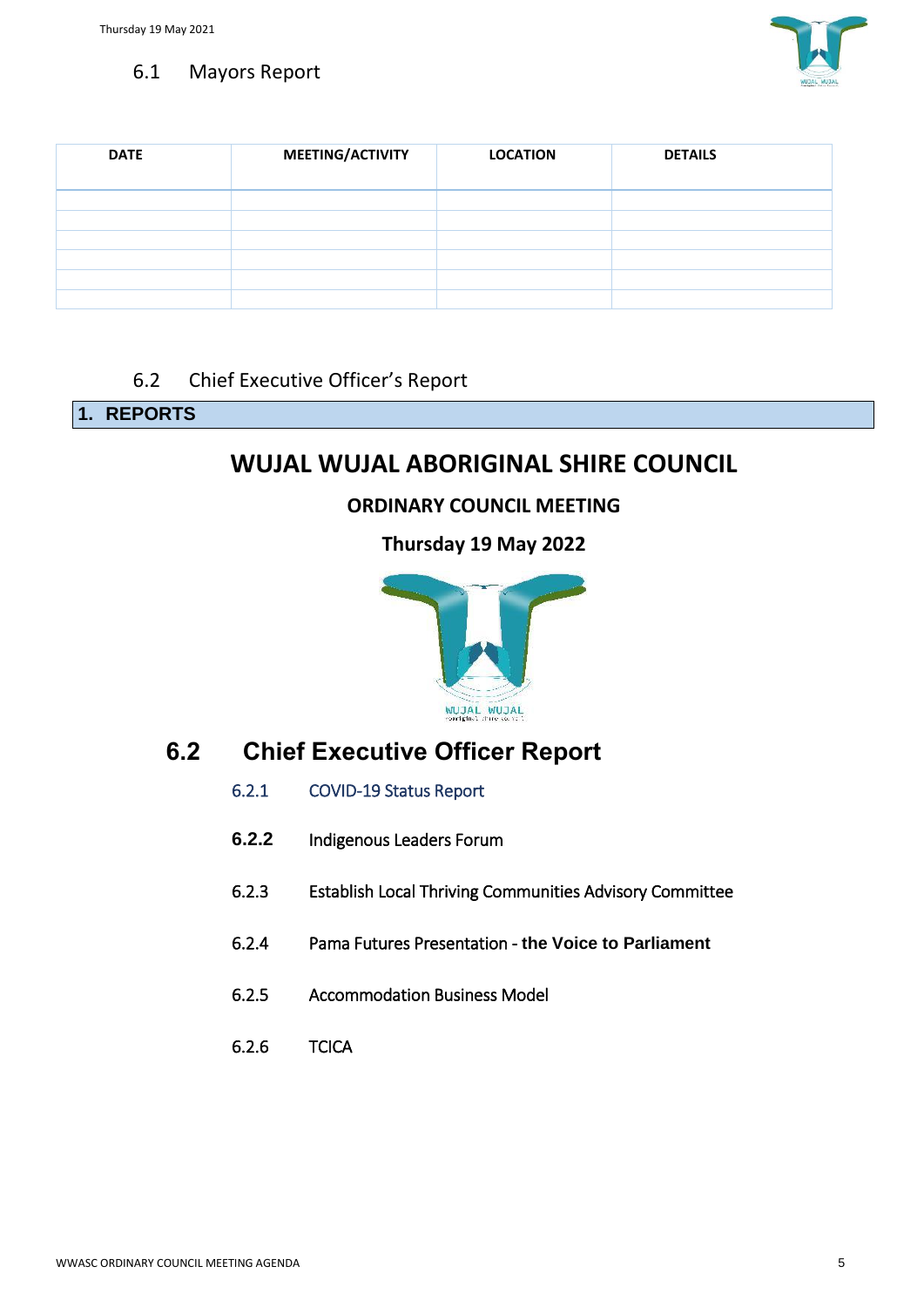## 6.1 Mayors Report

| DATE | MEETING/ACTIVITY | LOCATION | DETAILS |
|---|---|---|---|
| | | | |
| | | | |
| | | | |
| | | | |
| | | | |
| | | | |

## 6.2 Chief Executive Officer's Report

**1. REPORTS**

# WUJAL WUJAL ABORIGINAL SHIRE COUNCIL

**ORDINARY COUNCIL MEETING**

**Thursday 19 May 2022**

# 6.2 Chief Executive Officer Report

- 6.2.1 COVID-19 Status Report
- **6.2.2** Indigenous Leaders Forum
- 6.2.3 Establish Local Thriving Communities Advisory Committee
- 6.2.4 Pama Futures Presentation - **the Voice to Parliament**
- 6.2.5 Accommodation Business Model
- 6.2.6 TCICA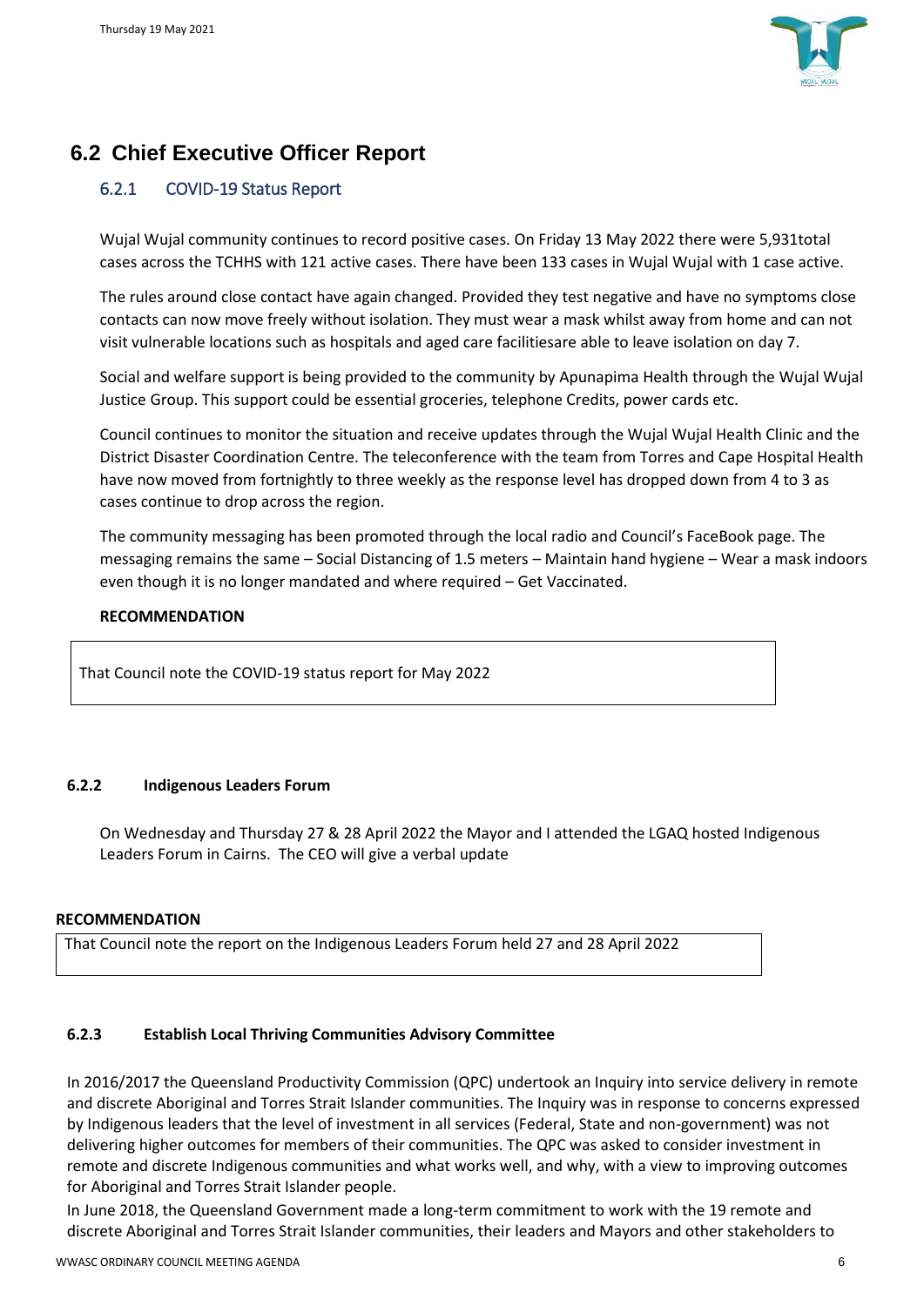## 6.2 Chief Executive Officer Report

### 6.2.1 COVID-19 Status Report

Wujal Wujal community continues to record positive cases. On Friday 13 May 2022 there were 5,931total cases across the TCHHS with 121 active cases. There have been 133 cases in Wujal Wujal with 1 case active.

The rules around close contact have again changed. Provided they test negative and have no symptoms close contacts can now move freely without isolation. They must wear a mask whilst away from home and can not visit vulnerable locations such as hospitals and aged care facilitiesare able to leave isolation on day 7.

Social and welfare support is being provided to the community by Apunapima Health through the Wujal Wujal Justice Group. This support could be essential groceries, telephone Credits, power cards etc.

Council continues to monitor the situation and receive updates through the Wujal Wujal Health Clinic and the District Disaster Coordination Centre. The teleconference with the team from Torres and Cape Hospital Health have now moved from fortnightly to three weekly as the response level has dropped down from 4 to 3 as cases continue to drop across the region.

The community messaging has been promoted through the local radio and Council's FaceBook page. The messaging remains the same – Social Distancing of 1.5 meters – Maintain hand hygiene – Wear a mask indoors even though it is no longer mandated and where required – Get Vaccinated.

**RECOMMENDATION**

That Council note the COVID-19 status report for May 2022

### 6.2.2 Indigenous Leaders Forum

On Wednesday and Thursday 27 & 28 April 2022 the Mayor and I attended the LGAQ hosted Indigenous Leaders Forum in Cairns. The CEO will give a verbal update

**RECOMMENDATION**

That Council note the report on the Indigenous Leaders Forum held 27 and 28 April 2022

### 6.2.3 Establish Local Thriving Communities Advisory Committee

In 2016/2017 the Queensland Productivity Commission (QPC) undertook an Inquiry into service delivery in remote and discrete Aboriginal and Torres Strait Islander communities. The Inquiry was in response to concerns expressed by Indigenous leaders that the level of investment in all services (Federal, State and non-government) was not delivering higher outcomes for members of their communities. The QPC was asked to consider investment in remote and discrete Indigenous communities and what works well, and why, with a view to improving outcomes for Aboriginal and Torres Strait Islander people.

In June 2018, the Queensland Government made a long-term commitment to work with the 19 remote and discrete Aboriginal and Torres Strait Islander communities, their leaders and Mayors and other stakeholders to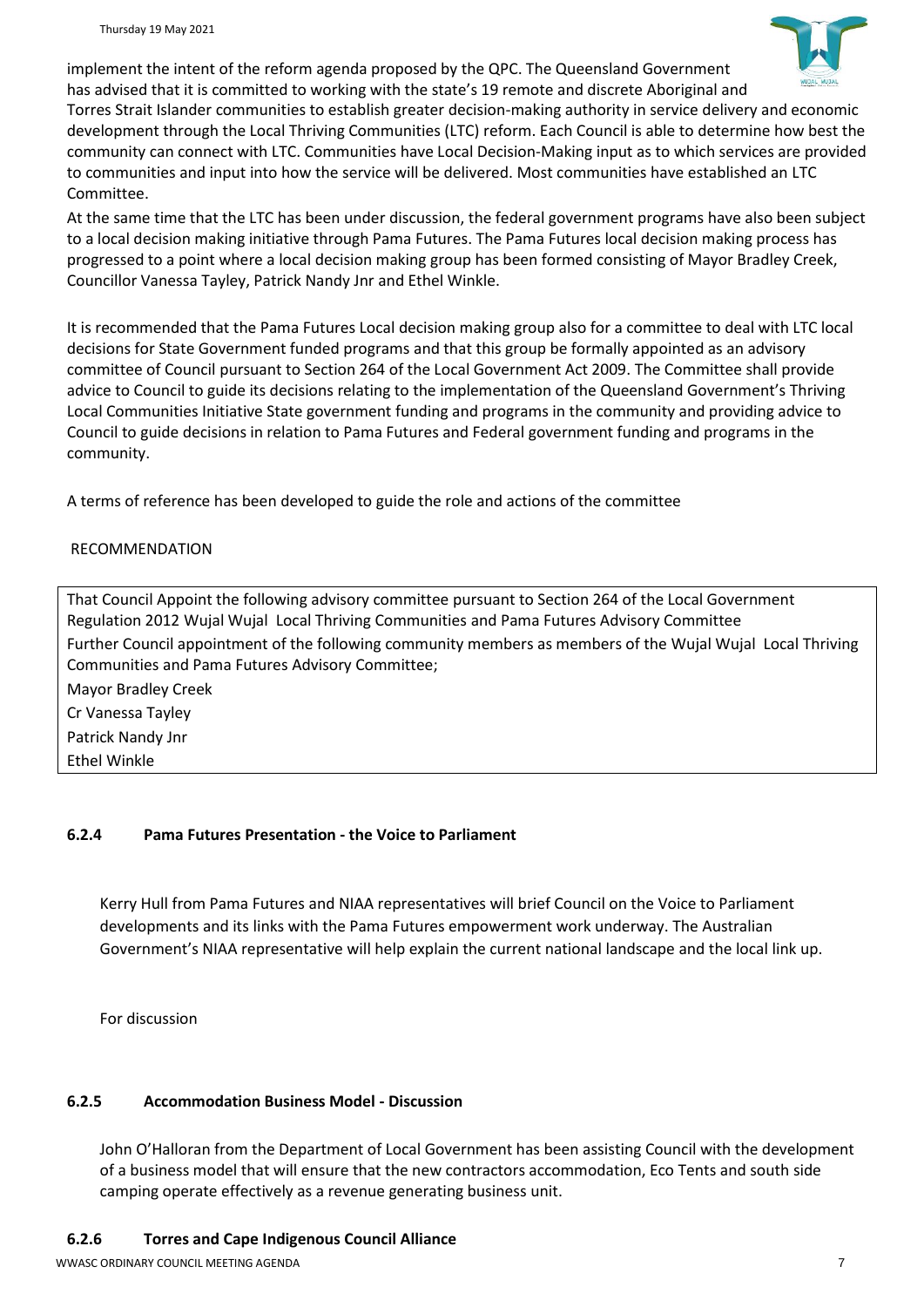implement the intent of the reform agenda proposed by the QPC. The Queensland Government has advised that it is committed to working with the state's 19 remote and discrete Aboriginal and Torres Strait Islander communities to establish greater decision-making authority in service delivery and economic development through the Local Thriving Communities (LTC) reform. Each Council is able to determine how best the community can connect with LTC. Communities have Local Decision-Making input as to which services are provided to communities and input into how the service will be delivered. Most communities have established an LTC Committee.

At the same time that the LTC has been under discussion, the federal government programs have also been subject to a local decision making initiative through Pama Futures. The Pama Futures local decision making process has progressed to a point where a local decision making group has been formed consisting of Mayor Bradley Creek, Councillor Vanessa Tayley, Patrick Nandy Jnr and Ethel Winkle.

It is recommended that the Pama Futures Local decision making group also for a committee to deal with LTC local decisions for State Government funded programs and that this group be formally appointed as an advisory committee of Council pursuant to Section 264 of the Local Government Act 2009. The Committee shall provide advice to Council to guide its decisions relating to the implementation of the Queensland Government's Thriving Local Communities Initiative State government funding and programs in the community and providing advice to Council to guide decisions in relation to Pama Futures and Federal government funding and programs in the community.

A terms of reference has been developed to guide the role and actions of the committee

RECOMMENDATION

That Council Appoint the following advisory committee pursuant to Section 264 of the Local Government Regulation 2012 Wujal Wujal Local Thriving Communities and Pama Futures Advisory Committee

Further Council appointment of the following community members as members of the Wujal Wujal Local Thriving Communities and Pama Futures Advisory Committee;

Mayor Bradley Creek

Cr Vanessa Tayley

Patrick Nandy Jnr

Ethel Winkle

### 6.2.4 Pama Futures Presentation - the Voice to Parliament

Kerry Hull from Pama Futures and NIAA representatives will brief Council on the Voice to Parliament developments and its links with the Pama Futures empowerment work underway. The Australian Government's NIAA representative will help explain the current national landscape and the local link up.

For discussion

### 6.2.5 Accommodation Business Model - Discussion

John O'Halloran from the Department of Local Government has been assisting Council with the development of a business model that will ensure that the new contractors accommodation, Eco Tents and south side camping operate effectively as a revenue generating business unit.

### 6.2.6 Torres and Cape Indigenous Council Alliance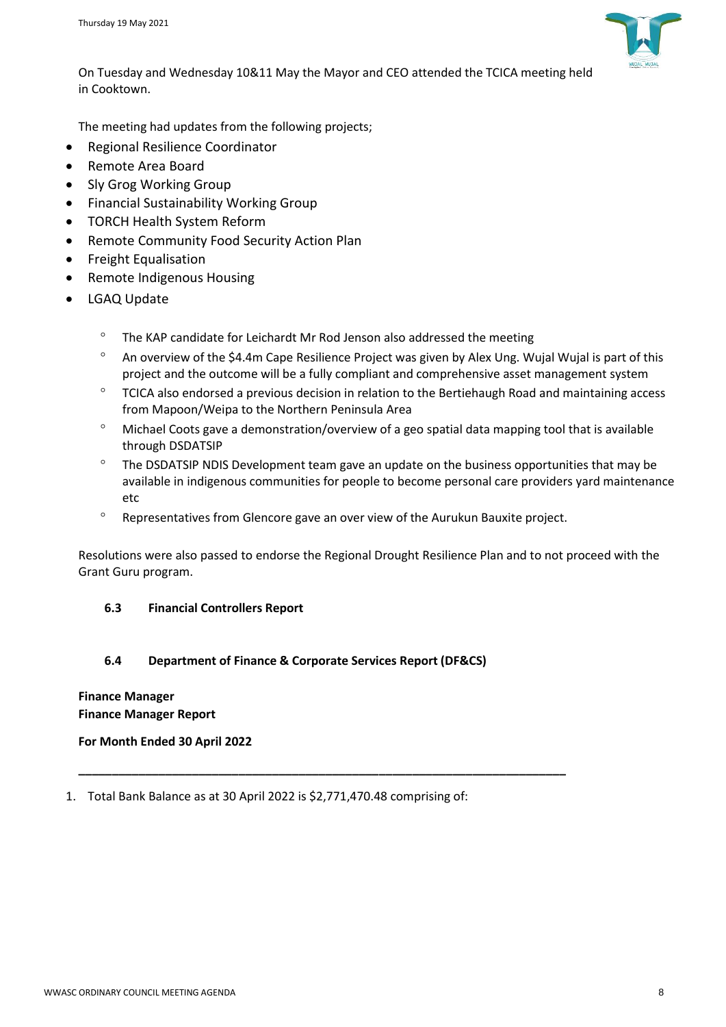On Tuesday and Wednesday 10&11 May the Mayor and CEO attended the TCICA meeting held in Cooktown.

The meeting had updates from the following projects;

- Regional Resilience Coordinator
- Remote Area Board
- Sly Grog Working Group
- Financial Sustainability Working Group
- TORCH Health System Reform
- Remote Community Food Security Action Plan
- Freight Equalisation
- Remote Indigenous Housing
- LGAQ Update
    - The KAP candidate for Leichardt Mr Rod Jenson also addressed the meeting
    - An overview of the $4.4m Cape Resilience Project was given by Alex Ung. Wujal Wujal is part of this project and the outcome will be a fully compliant and comprehensive asset management system
    - TCICA also endorsed a previous decision in relation to the Bertiehaugh Road and maintaining access from Mapoon/Weipa to the Northern Peninsula Area
    - Michael Coots gave a demonstration/overview of a geo spatial data mapping tool that is available through DSDATSIP
    - The DSDATSIP NDIS Development team gave an update on the business opportunities that may be available in indigenous communities for people to become personal care providers yard maintenance etc
    - Representatives from Glencore gave an over view of the Aurukun Bauxite project.

Resolutions were also passed to endorse the Regional Drought Resilience Plan and to not proceed with the Grant Guru program.

### 6.3 Financial Controllers Report

### 6.4 Department of Finance & Corporate Services Report (DF&CS)

**Finance Manager**
**Finance Manager Report**

**For Month Ended 30 April 2022**

---

1. Total Bank Balance as at 30 April 2022 is $2,771,470.48 comprising of: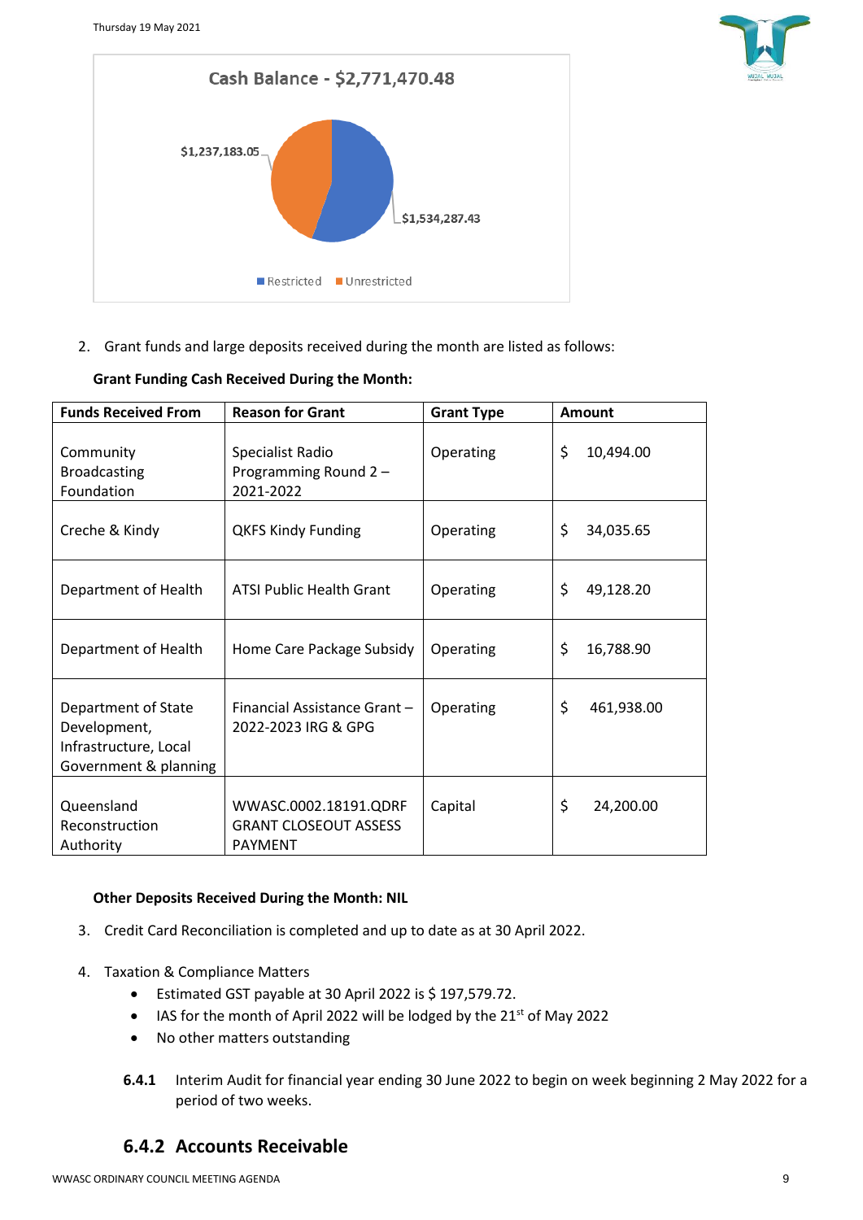Cash Balance - $2,771,470.48

- Restricted: $1,534,287.43
- Unrestricted: $1,237,183.05

2. Grant funds and large deposits received during the month are listed as follows:

**Grant Funding Cash Received During the Month:**

| Funds Received From | Reason for Grant | Grant Type | Amount |
|---|---|---|---|
| Community Broadcasting Foundation | Specialist Radio Programming Round 2 – 2021-2022 | Operating | $ 10,494.00 |
| Creche & Kindy | QKFS Kindy Funding | Operating | $ 34,035.65 |
| Department of Health | ATSI Public Health Grant | Operating | $ 49,128.20 |
| Department of Health | Home Care Package Subsidy | Operating | $ 16,788.90 |
| Department of State Development, Infrastructure, Local Government & planning | Financial Assistance Grant – 2022-2023 IRG & GPG | Operating | $ 461,938.00 |
| Queensland Reconstruction Authority | WWASC.0002.18191.QDRF GRANT CLOSEOUT ASSESS PAYMENT | Capital | $ 24,200.00 |

**Other Deposits Received During the Month: NIL**

3. Credit Card Reconciliation is completed and up to date as at 30 April 2022.

4. Taxation & Compliance Matters
   - Estimated GST payable at 30 April 2022 is $ 197,579.72.
   - IAS for the month of April 2022 will be lodged by the 21st of May 2022
   - No other matters outstanding

**6.4.1** Interim Audit for financial year ending 30 June 2022 to begin on week beginning 2 May 2022 for a period of two weeks.

## 6.4.2 Accounts Receivable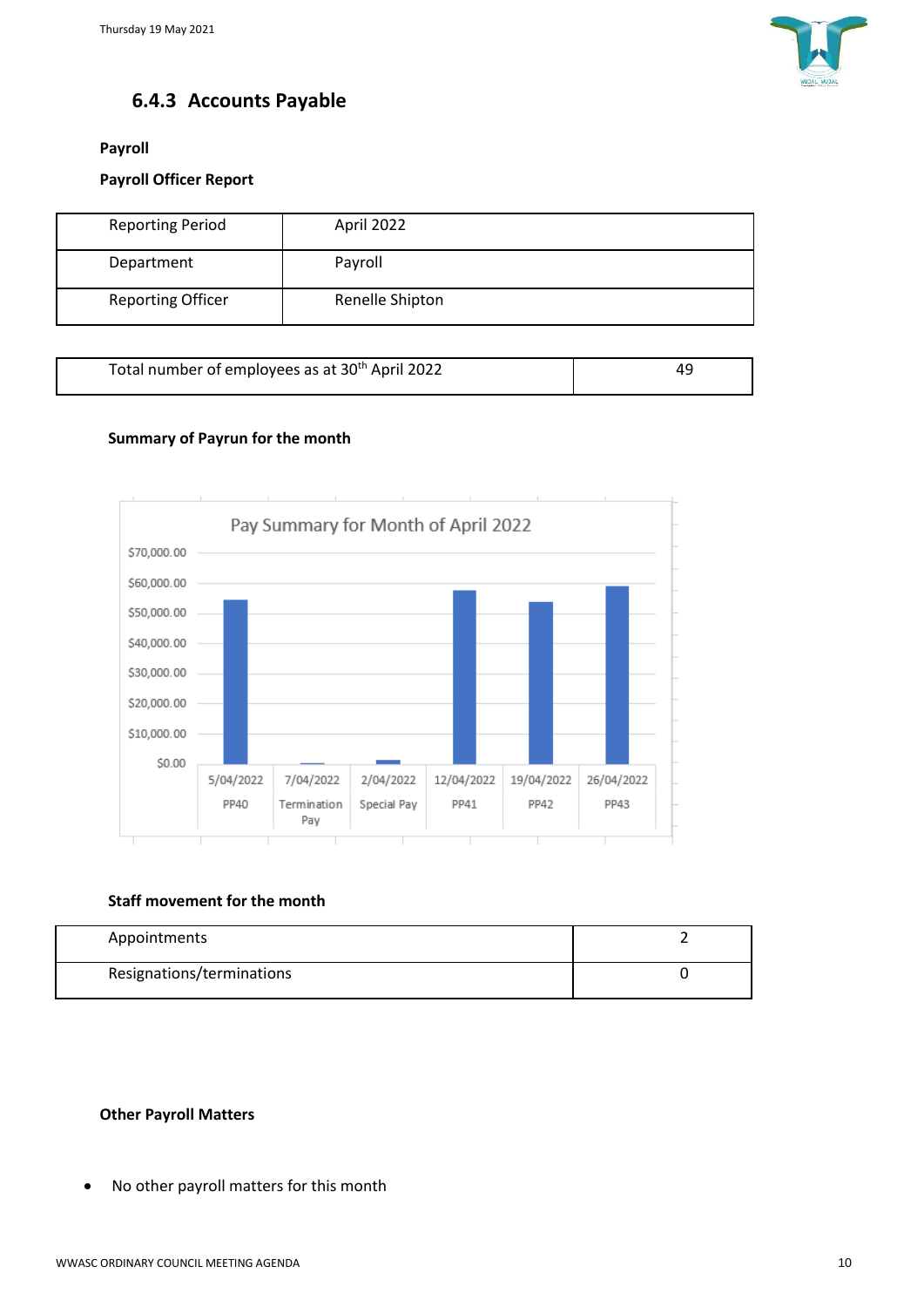### 6.4.3 Accounts Payable

**Payroll**

**Payroll Officer Report**

| Reporting Period | April 2022 |
|---|---|
| Department | Payroll |
| Reporting Officer | Renelle Shipton |

| Total number of employees as at 30th April 2022 | 49 |
|---|---|

**Summary of Payrun for the month**

Pay Summary for Month of April 2022

| Date | Pay Run |
|---|---|
| 5/04/2022 | PP40 |
| 7/04/2022 | Termination Pay |
| 2/04/2022 | Special Pay |
| 12/04/2022 | PP41 |
| 19/04/2022 | PP42 |
| 26/04/2022 | PP43 |

**Staff movement for the month**

| Appointments | 2 |
|---|---|
| Resignations/terminations | 0 |

**Other Payroll Matters**

- No other payroll matters for this month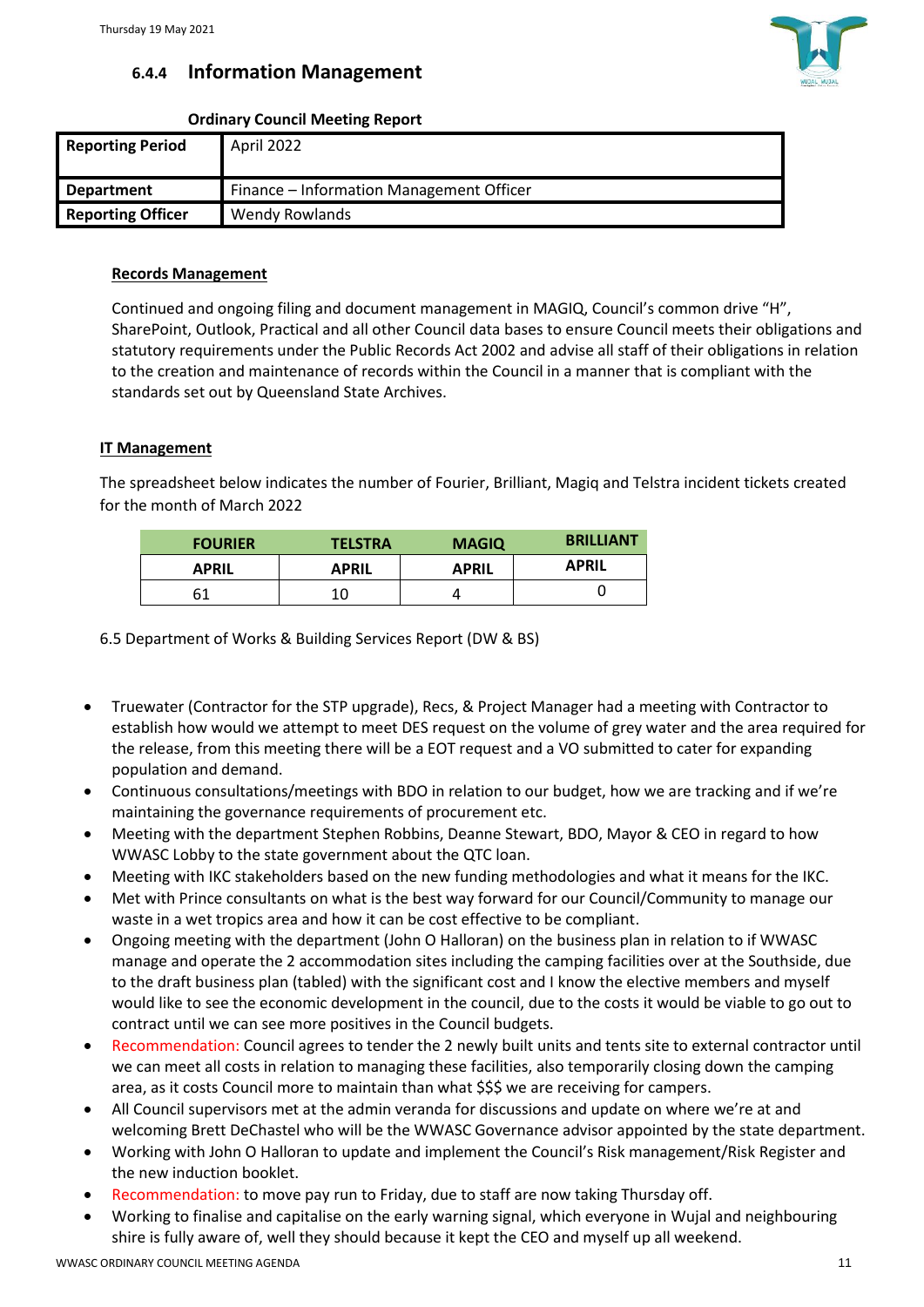### 6.4.4 Information Management

**Ordinary Council Meeting Report**

| **Reporting Period** | April 2022 |
|---|---|
| **Department** | Finance – Information Management Officer |
| **Reporting Officer** | Wendy Rowlands |

**Records Management**

Continued and ongoing filing and document management in MAGIQ, Council's common drive "H", SharePoint, Outlook, Practical and all other Council data bases to ensure Council meets their obligations and statutory requirements under the Public Records Act 2002 and advise all staff of their obligations in relation to the creation and maintenance of records within the Council in a manner that is compliant with the standards set out by Queensland State Archives.

**IT Management**

The spreadsheet below indicates the number of Fourier, Brilliant, Magiq and Telstra incident tickets created for the month of March 2022

| FOURIER | TELSTRA | MAGIQ | BRILLIANT |
|---|---|---|---|
| **APRIL** | **APRIL** | **APRIL** | **APRIL** |
| 61 | 10 | 4 | 0 |

6.5 Department of Works & Building Services Report (DW & BS)

- Truewater (Contractor for the STP upgrade), Recs, & Project Manager had a meeting with Contractor to establish how would we attempt to meet DES request on the volume of grey water and the area required for the release, from this meeting there will be a EOT request and a VO submitted to cater for expanding population and demand.
- Continuous consultations/meetings with BDO in relation to our budget, how we are tracking and if we're maintaining the governance requirements of procurement etc.
- Meeting with the department Stephen Robbins, Deanne Stewart, BDO, Mayor & CEO in regard to how WWASC Lobby to the state government about the QTC loan.
- Meeting with IKC stakeholders based on the new funding methodologies and what it means for the IKC.
- Met with Prince consultants on what is the best way forward for our Council/Community to manage our waste in a wet tropics area and how it can be cost effective to be compliant.
- Ongoing meeting with the department (John O Halloran) on the business plan in relation to if WWASC manage and operate the 2 accommodation sites including the camping facilities over at the Southside, due to the draft business plan (tabled) with the significant cost and I know the elective members and myself would like to see the economic development in the council, due to the costs it would be viable to go out to contract until we can see more positives in the Council budgets.
- Recommendation: Council agrees to tender the 2 newly built units and tents site to external contractor until we can meet all costs in relation to managing these facilities, also temporarily closing down the camping area, as it costs Council more to maintain than what $$$ we are receiving for campers.
- All Council supervisors met at the admin veranda for discussions and update on where we're at and welcoming Brett DeChastel who will be the WWASC Governance advisor appointed by the state department.
- Working with John O Halloran to update and implement the Council's Risk management/Risk Register and the new induction booklet.
- Recommendation: to move pay run to Friday, due to staff are now taking Thursday off.
- Working to finalise and capitalise on the early warning signal, which everyone in Wujal and neighbouring shire is fully aware of, well they should because it kept the CEO and myself up all weekend.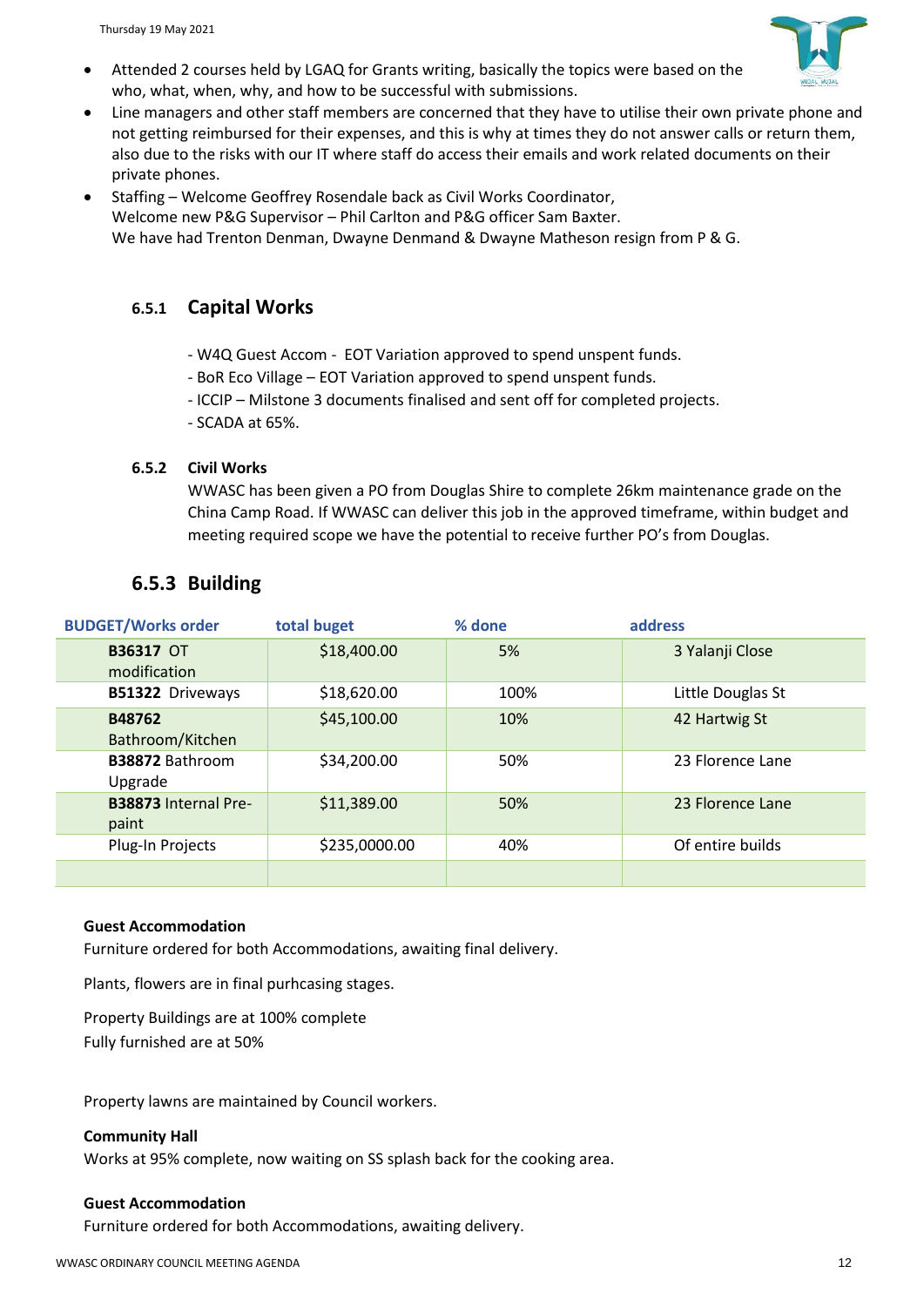- Attended 2 courses held by LGAQ for Grants writing, basically the topics were based on the who, what, when, why, and how to be successful with submissions.
- Line managers and other staff members are concerned that they have to utilise their own private phone and not getting reimbursed for their expenses, and this is why at times they do not answer calls or return them, also due to the risks with our IT where staff do access their emails and work related documents on their private phones.
- Staffing – Welcome Geoffrey Rosendale back as Civil Works Coordinator, Welcome new P&G Supervisor – Phil Carlton and P&G officer Sam Baxter. We have had Trenton Denman, Dwayne Denmand & Dwayne Matheson resign from P & G.

### 6.5.1 Capital Works

- W4Q Guest Accom - EOT Variation approved to spend unspent funds.
- BoR Eco Village – EOT Variation approved to spend unspent funds.
- ICCIP – Milstone 3 documents finalised and sent off for completed projects.
- SCADA at 65%.

#### 6.5.2 Civil Works

WWASC has been given a PO from Douglas Shire to complete 26km maintenance grade on the China Camp Road. If WWASC can deliver this job in the approved timeframe, within budget and meeting required scope we have the potential to receive further PO's from Douglas.

### 6.5.3 Building

| BUDGET/Works order | total buget | % done | address |
|---|---|---|---|
| **B36317** OT modification | $18,400.00 | 5% | 3 Yalanji Close |
| **B51322** Driveways | $18,620.00 | 100% | Little Douglas St |
| **B48762** Bathroom/Kitchen | $45,100.00 | 10% | 42 Hartwig St |
| **B38872** Bathroom Upgrade | $34,200.00 | 50% | 23 Florence Lane |
| **B38873** Internal Pre-paint | $11,389.00 | 50% | 23 Florence Lane |
| Plug-In Projects | $235,0000.00 | 40% | Of entire builds |
| | | | |

**Guest Accommodation**

Furniture ordered for both Accommodations, awaiting final delivery.

Plants, flowers are in final purhcasing stages.

Property Buildings are at 100% complete
Fully furnished are at 50%

Property lawns are maintained by Council workers.

**Community Hall**

Works at 95% complete, now waiting on SS splash back for the cooking area.

**Guest Accommodation**

Furniture ordered for both Accommodations, awaiting delivery.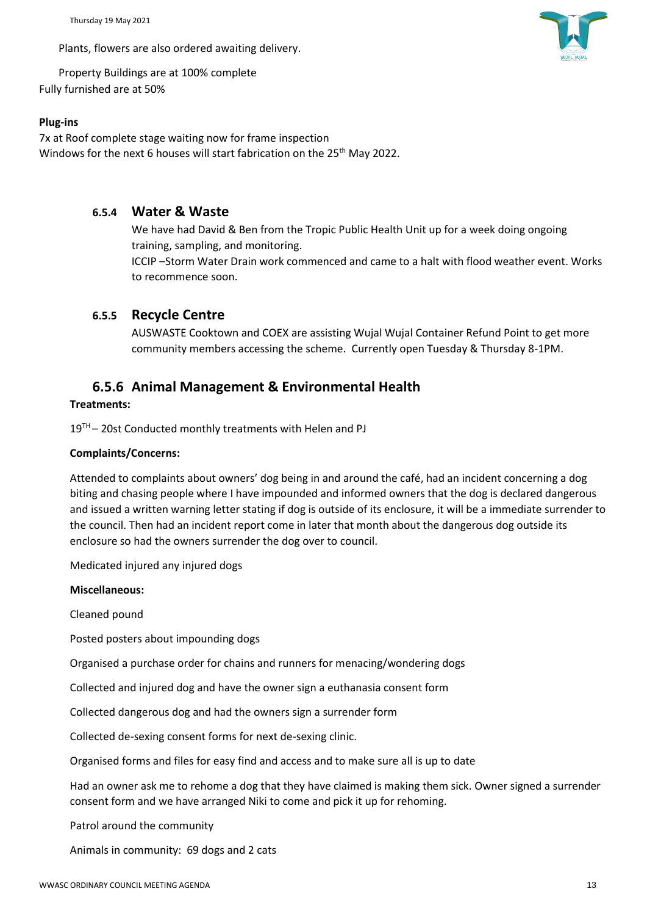Plants, flowers are also ordered awaiting delivery.

Property Buildings are at 100% complete
Fully furnished are at 50%

**Plug-ins**

7x at Roof complete stage waiting now for frame inspection
Windows for the next 6 houses will start fabrication on the 25th May 2022.

### 6.5.4 Water & Waste

We have had David & Ben from the Tropic Public Health Unit up for a week doing ongoing training, sampling, and monitoring.
ICCIP –Storm Water Drain work commenced and came to a halt with flood weather event. Works to recommence soon.

### 6.5.5 Recycle Centre

AUSWASTE Cooktown and COEX are assisting Wujal Wujal Container Refund Point to get more community members accessing the scheme. Currently open Tuesday & Thursday 8-1PM.

### 6.5.6 Animal Management & Environmental Health

**Treatments:**

19TH – 20st Conducted monthly treatments with Helen and PJ

**Complaints/Concerns:**

Attended to complaints about owners' dog being in and around the café, had an incident concerning a dog biting and chasing people where I have impounded and informed owners that the dog is declared dangerous and issued a written warning letter stating if dog is outside of its enclosure, it will be a immediate surrender to the council. Then had an incident report come in later that month about the dangerous dog outside its enclosure so had the owners surrender the dog over to council.

Medicated injured any injured dogs

**Miscellaneous:**

Cleaned pound

Posted posters about impounding dogs

Organised a purchase order for chains and runners for menacing/wondering dogs

Collected and injured dog and have the owner sign a euthanasia consent form

Collected dangerous dog and had the owners sign a surrender form

Collected de-sexing consent forms for next de-sexing clinic.

Organised forms and files for easy find and access and to make sure all is up to date

Had an owner ask me to rehome a dog that they have claimed is making them sick. Owner signed a surrender consent form and we have arranged Niki to come and pick it up for rehoming.

Patrol around the community

Animals in community: 69 dogs and 2 cats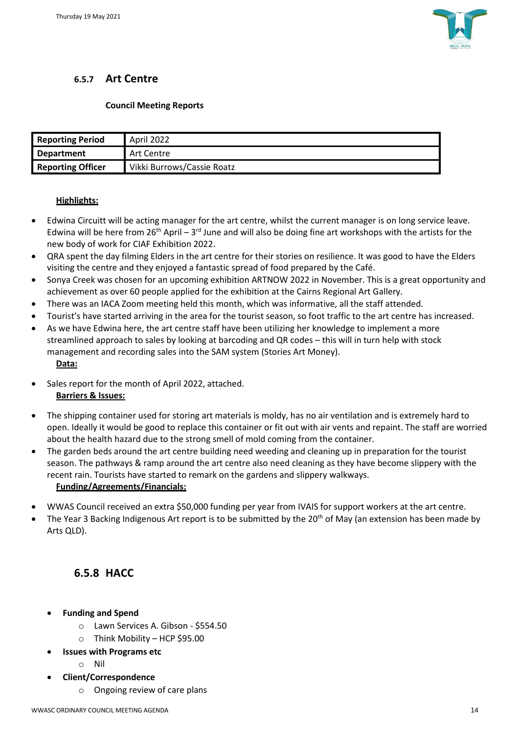### 6.5.7 Art Centre

**Council Meeting Reports**

| **Reporting Period** | April 2022 |
|---|---|
| **Department** | Art Centre |
| **Reporting Officer** | Vikki Burrows/Cassie Roatz |

**Highlights:**

- Edwina Circuitt will be acting manager for the art centre, whilst the current manager is on long service leave. Edwina will be here from 26th April – 3rd June and will also be doing fine art workshops with the artists for the new body of work for CIAF Exhibition 2022.
- QRA spent the day filming Elders in the art centre for their stories on resilience. It was good to have the Elders visiting the centre and they enjoyed a fantastic spread of food prepared by the Café.
- Sonya Creek was chosen for an upcoming exhibition ARTNOW 2022 in November. This is a great opportunity and achievement as over 60 people applied for the exhibition at the Cairns Regional Art Gallery.
- There was an IACA Zoom meeting held this month, which was informative, all the staff attended.
- Tourist's have started arriving in the area for the tourist season, so foot traffic to the art centre has increased.
- As we have Edwina here, the art centre staff have been utilizing her knowledge to implement a more streamlined approach to sales by looking at barcoding and QR codes – this will in turn help with stock management and recording sales into the SAM system (Stories Art Money).

**Data:**

- Sales report for the month of April 2022, attached.

**Barriers & Issues:**

- The shipping container used for storing art materials is moldy, has no air ventilation and is extremely hard to open. Ideally it would be good to replace this container or fit out with air vents and repaint. The staff are worried about the health hazard due to the strong smell of mold coming from the container.
- The garden beds around the art centre building need weeding and cleaning up in preparation for the tourist season. The pathways & ramp around the art centre also need cleaning as they have become slippery with the recent rain. Tourists have started to remark on the gardens and slippery walkways.

**Funding/Agreements/Financials:**

- WWAS Council received an extra $50,000 funding per year from IVAIS for support workers at the art centre.
- The Year 3 Backing Indigenous Art report is to be submitted by the 20th of May (an extension has been made by Arts QLD).

### 6.5.8 HACC

- **Funding and Spend**
  - Lawn Services A. Gibson - $554.50
  - Think Mobility – HCP $95.00
- **Issues with Programs etc**
  - Nil
- **Client/Correspondence**
  - Ongoing review of care plans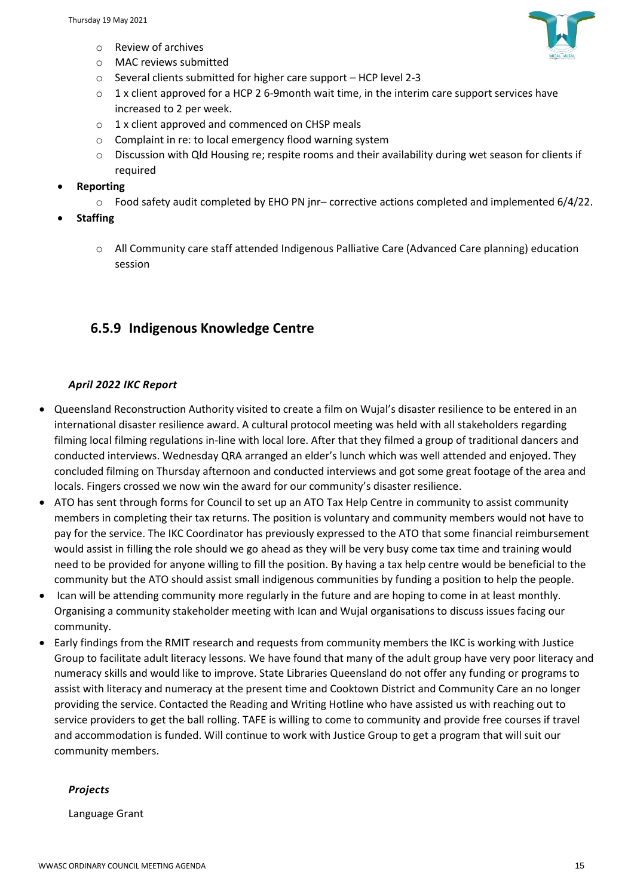- Review of archives
    - MAC reviews submitted
    - Several clients submitted for higher care support – HCP level 2-3
    - 1 x client approved for a HCP 2 6-9month wait time, in the interim care support services have increased to 2 per week.
    - 1 x client approved and commenced on CHSP meals
    - Complaint in re: to local emergency flood warning system
    - Discussion with Qld Housing re; respite rooms and their availability during wet season for clients if required
- **Reporting**
    - Food safety audit completed by EHO PN jnr– corrective actions completed and implemented 6/4/22.
- **Staffing**
    - All Community care staff attended Indigenous Palliative Care (Advanced Care planning) education session

## 6.5.9 Indigenous Knowledge Centre

***April 2022 IKC Report***

- Queensland Reconstruction Authority visited to create a film on Wujal's disaster resilience to be entered in an international disaster resilience award. A cultural protocol meeting was held with all stakeholders regarding filming local filming regulations in-line with local lore. After that they filmed a group of traditional dancers and conducted interviews. Wednesday QRA arranged an elder's lunch which was well attended and enjoyed. They concluded filming on Thursday afternoon and conducted interviews and got some great footage of the area and locals. Fingers crossed we now win the award for our community's disaster resilience.
- ATO has sent through forms for Council to set up an ATO Tax Help Centre in community to assist community members in completing their tax returns. The position is voluntary and community members would not have to pay for the service. The IKC Coordinator has previously expressed to the ATO that some financial reimbursement would assist in filling the role should we go ahead as they will be very busy come tax time and training would need to be provided for anyone willing to fill the position. By having a tax help centre would be beneficial to the community but the ATO should assist small indigenous communities by funding a position to help the people.
- Ican will be attending community more regularly in the future and are hoping to come in at least monthly. Organising a community stakeholder meeting with Ican and Wujal organisations to discuss issues facing our community.
- Early findings from the RMIT research and requests from community members the IKC is working with Justice Group to facilitate adult literacy lessons. We have found that many of the adult group have very poor literacy and numeracy skills and would like to improve. State Libraries Queensland do not offer any funding or programs to assist with literacy and numeracy at the present time and Cooktown District and Community Care an no longer providing the service. Contacted the Reading and Writing Hotline who have assisted us with reaching out to service providers to get the ball rolling. TAFE is willing to come to community and provide free courses if travel and accommodation is funded. Will continue to work with Justice Group to get a program that will suit our community members.

***Projects***

Language Grant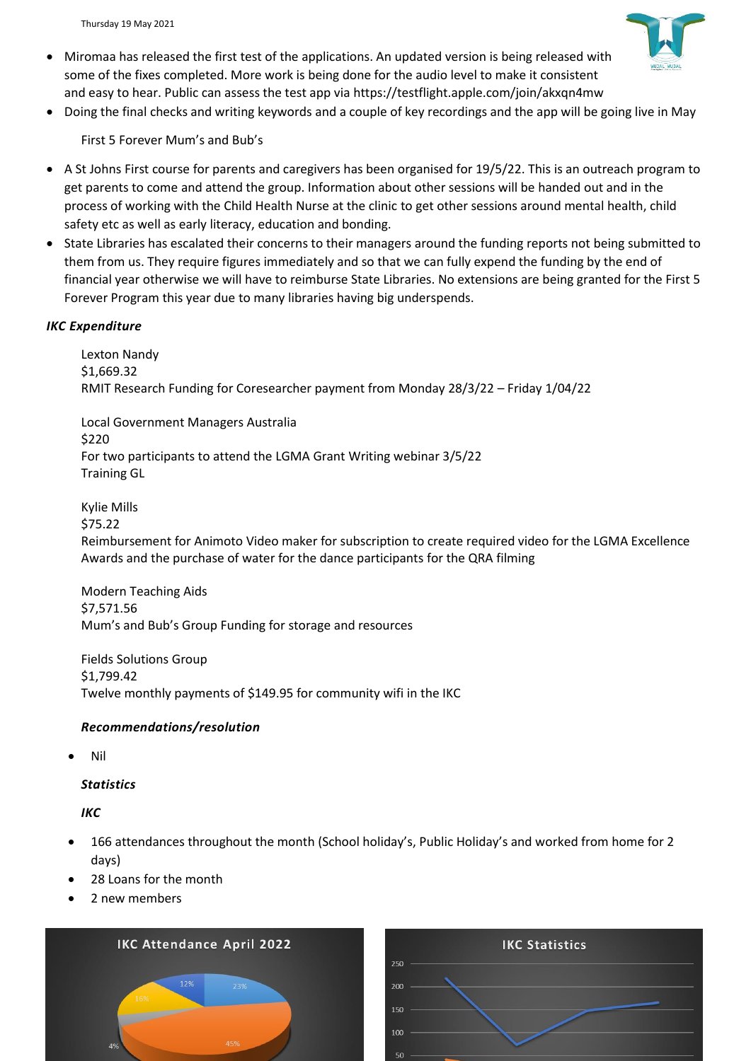- Miromaa has released the first test of the applications. An updated version is being released with some of the fixes completed. More work is being done for the audio level to make it consistent and easy to hear. Public can assess the test app via https://testflight.apple.com/join/akxqn4mw
- Doing the final checks and writing keywords and a couple of key recordings and the app will be going live in May

First 5 Forever Mum's and Bub's

- A St Johns First course for parents and caregivers has been organised for 19/5/22. This is an outreach program to get parents to come and attend the group. Information about other sessions will be handed out and in the process of working with the Child Health Nurse at the clinic to get other sessions around mental health, child safety etc as well as early literacy, education and bonding.
- State Libraries has escalated their concerns to their managers around the funding reports not being submitted to them from us. They require figures immediately and so that we can fully expend the funding by the end of financial year otherwise we will have to reimburse State Libraries. No extensions are being granted for the First 5 Forever Program this year due to many libraries having big underspends.

***IKC Expenditure***

Lexton Nandy
$1,669.32
RMIT Research Funding for Coresearcher payment from Monday 28/3/22 – Friday 1/04/22

Local Government Managers Australia
$220
For two participants to attend the LGMA Grant Writing webinar 3/5/22
Training GL

Kylie Mills
$75.22
Reimbursement for Animoto Video maker for subscription to create required video for the LGMA Excellence Awards and the purchase of water for the dance participants for the QRA filming

Modern Teaching Aids
$7,571.56
Mum's and Bub's Group Funding for storage and resources

Fields Solutions Group
$1,799.42
Twelve monthly payments of $149.95 for community wifi in the IKC

***Recommendations/resolution***

- Nil

***Statistics***

***IKC***

- 166 attendances throughout the month (School holiday's, Public Holiday's and worked from home for 2 days)
- 28 Loans for the month
- 2 new members

IKC Attendance April 2022

IKC Statistics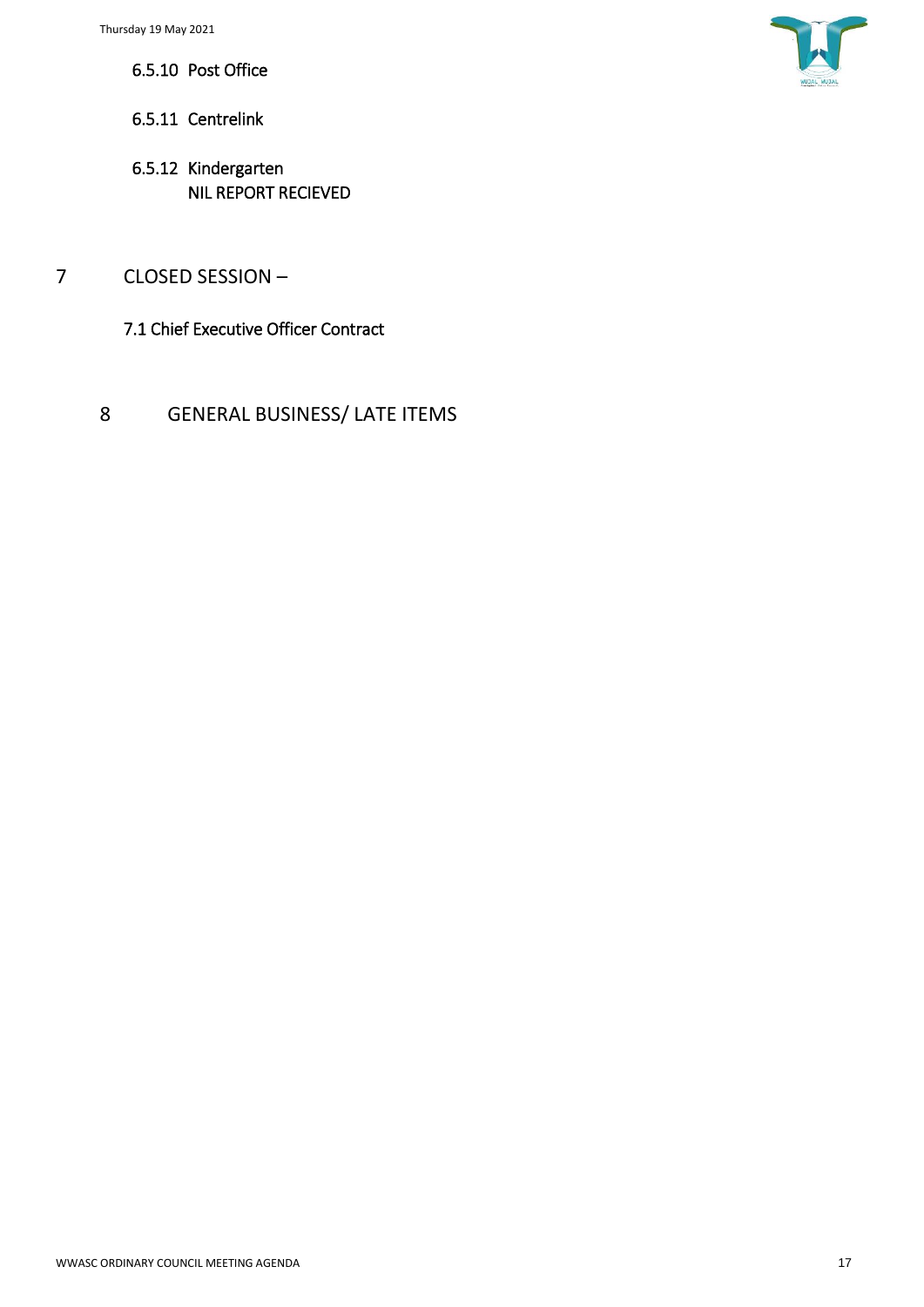6.5.10 Post Office

6.5.11 Centrelink

6.5.12 Kindergarten
NIL REPORT RECIEVED

# 7 CLOSED SESSION –

## 7.1 Chief Executive Officer Contract

# 8 GENERAL BUSINESS/ LATE ITEMS